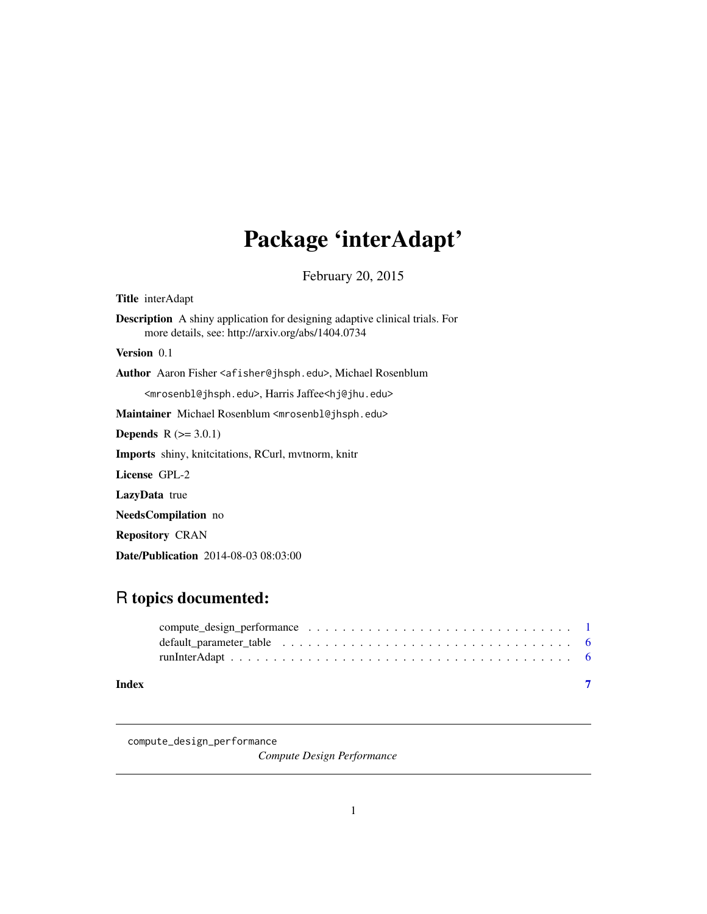# Package 'interAdapt'

February 20, 2015

**Title** interAdapt

**Description** A shiny application for designing adaptive clinical trials. For more details, see: http://arxiv.org/abs/1404.0734

**Version** 0.1

**Author** Aaron Fisher <afisher@jhsph.edu>, Michael Rosenblum <mrosenbl@jhsph.edu>, Harris Jaffee<hj@jhu.edu>

**Maintainer** Michael Rosenblum <mrosenbl@jhsph.edu>

**Depends** R (>= 3.0.1)

**Imports** shiny, knitcitations, RCurl, mvtnorm, knitr

**License** GPL-2

**LazyData** true

**NeedsCompilation** no

**Repository** CRAN

**Date/Publication** 2014-08-03 08:03:00

## R topics documented:

compute_design_performance . . . . . . . . . . . . . . . . . . . . . . . . . . . . . . . 1
default_parameter_table . . . . . . . . . . . . . . . . . . . . . . . . . . . . . . . . . 6
runInterAdapt . . . . . . . . . . . . . . . . . . . . . . . . . . . . . . . . . . . . . . 6

**Index** 7

---

`compute_design_performance` *Compute Design Performance*

---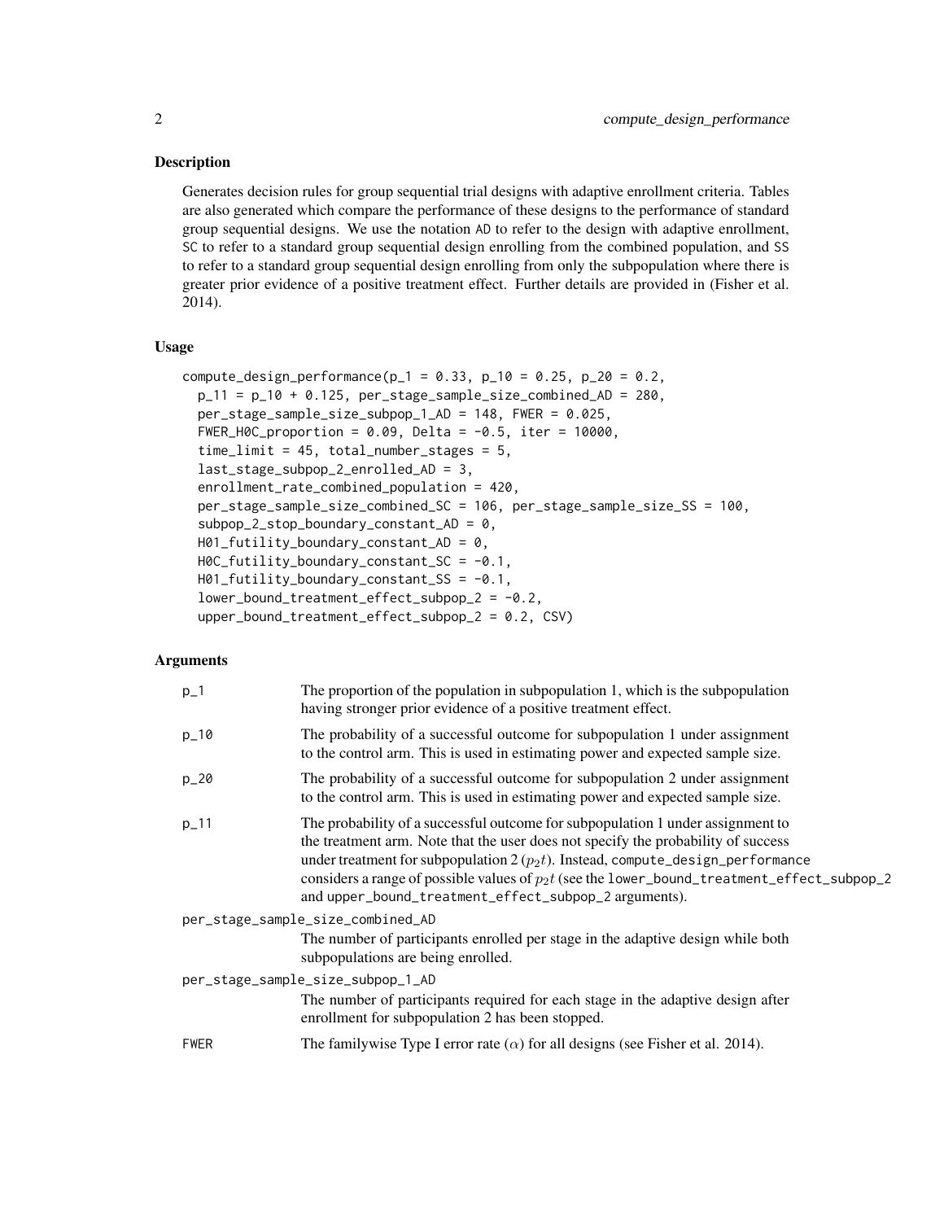## Description

Generates decision rules for group sequential trial designs with adaptive enrollment criteria. Tables are also generated which compare the performance of these designs to the performance of standard group sequential designs. We use the notation AD to refer to the design with adaptive enrollment, SC to refer to a standard group sequential design enrolling from the combined population, and SS to refer to a standard group sequential design enrolling from only the subpopulation where there is greater prior evidence of a positive treatment effect. Further details are provided in (Fisher et al. 2014).

## Usage

```
compute_design_performance(p_1 = 0.33, p_10 = 0.25, p_20 = 0.2,
  p_11 = p_10 + 0.125, per_stage_sample_size_combined_AD = 280,
  per_stage_sample_size_subpop_1_AD = 148, FWER = 0.025,
  FWER_H0C_proportion = 0.09, Delta = -0.5, iter = 10000,
  time_limit = 45, total_number_stages = 5,
  last_stage_subpop_2_enrolled_AD = 3,
  enrollment_rate_combined_population = 420,
  per_stage_sample_size_combined_SC = 106, per_stage_sample_size_SS = 100,
  subpop_2_stop_boundary_constant_AD = 0,
  H01_futility_boundary_constant_AD = 0,
  H0C_futility_boundary_constant_SC = -0.1,
  H01_futility_boundary_constant_SS = -0.1,
  lower_bound_treatment_effect_subpop_2 = -0.2,
  upper_bound_treatment_effect_subpop_2 = 0.2, CSV)
```

## Arguments

| | |
|---|---|
| p_1 | The proportion of the population in subpopulation 1, which is the subpopulation having stronger prior evidence of a positive treatment effect. |
| p_10 | The probability of a successful outcome for subpopulation 1 under assignment to the control arm. This is used in estimating power and expected sample size. |
| p_20 | The probability of a successful outcome for subpopulation 2 under assignment to the control arm. This is used in estimating power and expected sample size. |
| p_11 | The probability of a successful outcome for subpopulation 1 under assignment to the treatment arm. Note that the user does not specify the probability of success under treatment for subpopulation 2 ($p_2t$). Instead, compute_design_performance considers a range of possible values of $p_2t$ (see the lower_bound_treatment_effect_subpop_2 and upper_bound_treatment_effect_subpop_2 arguments). |
| per_stage_sample_size_combined_AD | The number of participants enrolled per stage in the adaptive design while both subpopulations are being enrolled. |
| per_stage_sample_size_subpop_1_AD | The number of participants required for each stage in the adaptive design after enrollment for subpopulation 2 has been stopped. |
| FWER | The familywise Type I error rate ($\alpha$) for all designs (see Fisher et al. 2014). |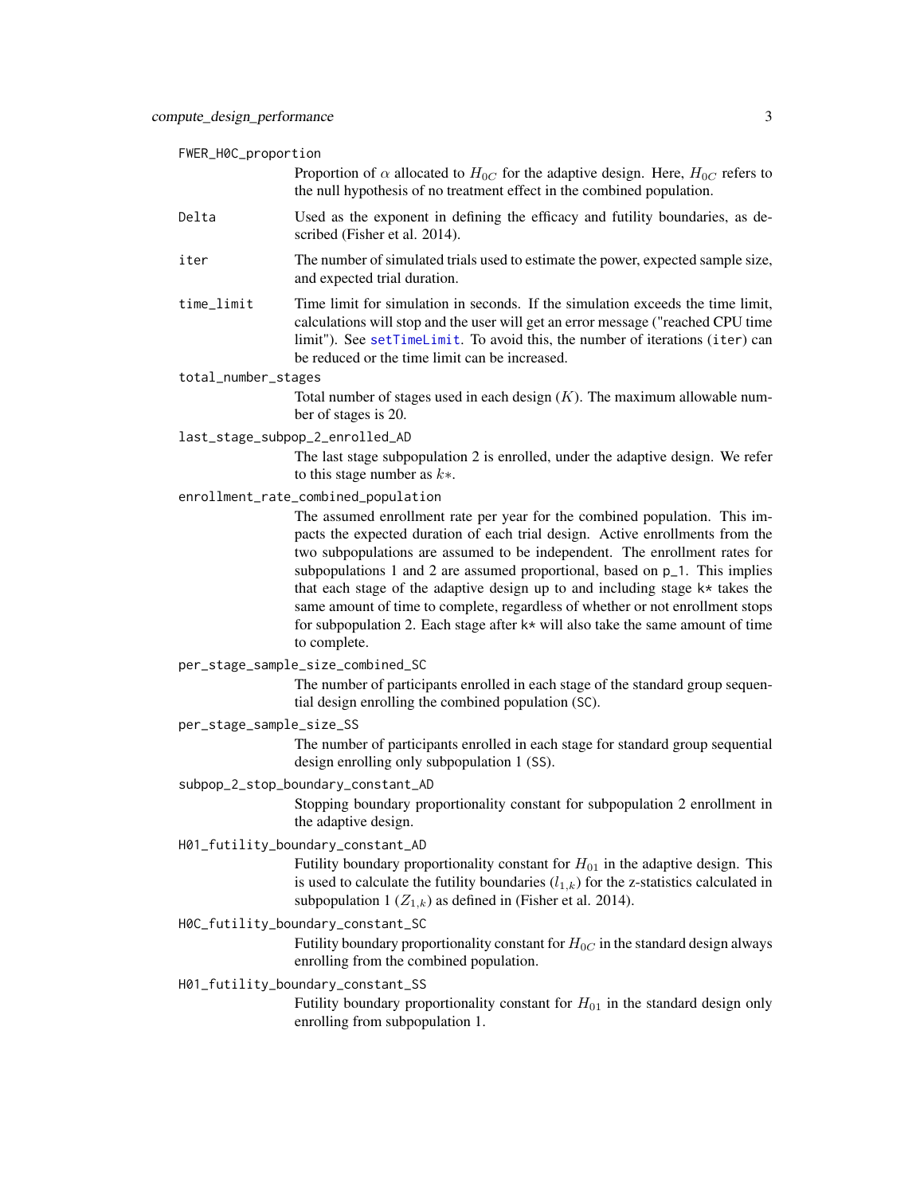`FWER_H0C_proportion`
: Proportion of $\alpha$ allocated to $H_{0C}$ for the adaptive design. Here, $H_{0C}$ refers to the null hypothesis of no treatment effect in the combined population.

`Delta`
: Used as the exponent in defining the efficacy and futility boundaries, as described (Fisher et al. 2014).

`iter`
: The number of simulated trials used to estimate the power, expected sample size, and expected trial duration.

`time_limit`
: Time limit for simulation in seconds. If the simulation exceeds the time limit, calculations will stop and the user will get an error message ("reached CPU time limit"). See `setTimeLimit`. To avoid this, the number of iterations (`iter`) can be reduced or the time limit can be increased.

`total_number_stages`
: Total number of stages used in each design ($K$). The maximum allowable number of stages is 20.

`last_stage_subpop_2_enrolled_AD`
: The last stage subpopulation 2 is enrolled, under the adaptive design. We refer to this stage number as $k*$.

`enrollment_rate_combined_population`
: The assumed enrollment rate per year for the combined population. This impacts the expected duration of each trial design. Active enrollments from the two subpopulations are assumed to be independent. The enrollment rates for subpopulations 1 and 2 are assumed proportional, based on `p_1`. This implies that each stage of the adaptive design up to and including stage `k*` takes the same amount of time to complete, regardless of whether or not enrollment stops for subpopulation 2. Each stage after `k*` will also take the same amount of time to complete.

`per_stage_sample_size_combined_SC`
: The number of participants enrolled in each stage of the standard group sequential design enrolling the combined population (`SC`).

`per_stage_sample_size_SS`
: The number of participants enrolled in each stage for standard group sequential design enrolling only subpopulation 1 (`SS`).

`subpop_2_stop_boundary_constant_AD`
: Stopping boundary proportionality constant for subpopulation 2 enrollment in the adaptive design.

`H01_futility_boundary_constant_AD`
: Futility boundary proportionality constant for $H_{01}$ in the adaptive design. This is used to calculate the futility boundaries ($l_{1,k}$) for the z-statistics calculated in subpopulation 1 ($Z_{1,k}$) as defined in (Fisher et al. 2014).

`H0C_futility_boundary_constant_SC`
: Futility boundary proportionality constant for $H_{0C}$ in the standard design always enrolling from the combined population.

`H01_futility_boundary_constant_SS`
: Futility boundary proportionality constant for $H_{01}$ in the standard design only enrolling from subpopulation 1.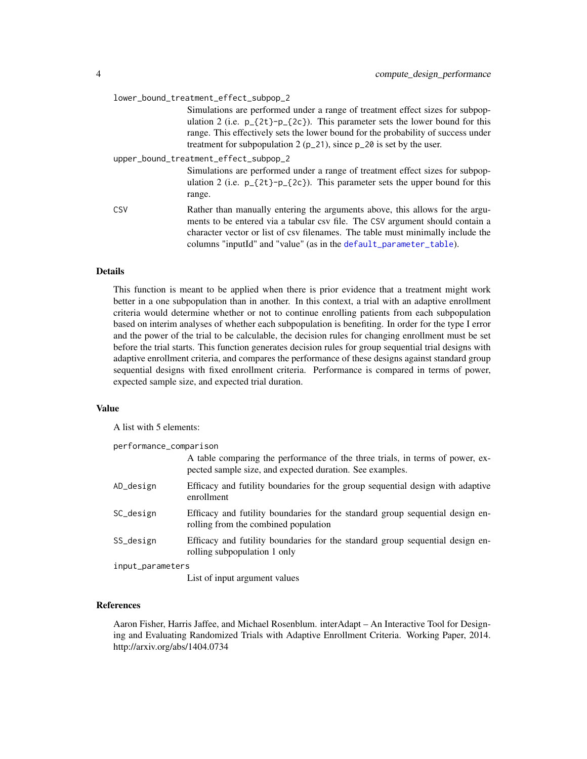lower_bound_treatment_effect_subpop_2
: Simulations are performed under a range of treatment effect sizes for subpopulation 2 (i.e. `p_{2t}-p_{2c}`). This parameter sets the lower bound for this range. This effectively sets the lower bound for the probability of success under treatment for subpopulation 2 (`p_21`), since `p_20` is set by the user.

upper_bound_treatment_effect_subpop_2
: Simulations are performed under a range of treatment effect sizes for subpopulation 2 (i.e. `p_{2t}-p_{2c}`). This parameter sets the upper bound for this range.

CSV
: Rather than manually entering the arguments above, this allows for the arguments to be entered via a tabular csv file. The `CSV` argument should contain a character vector or list of csv filenames. The table must minimally include the columns "inputId" and "value" (as in the `default_parameter_table`).

## Details

This function is meant to be applied when there is prior evidence that a treatment might work better in a one subpopulation than in another. In this context, a trial with an adaptive enrollment criteria would determine whether or not to continue enrolling patients from each subpopulation based on interim analyses of whether each subpopulation is benefiting. In order for the type I error and the power of the trial to be calculable, the decision rules for changing enrollment must be set before the trial starts. This function generates decision rules for group sequential trial designs with adaptive enrollment criteria, and compares the performance of these designs against standard group sequential designs with fixed enrollment criteria. Performance is compared in terms of power, expected sample size, and expected trial duration.

## Value

A list with 5 elements:

performance_comparison
: A table comparing the performance of the three trials, in terms of power, expected sample size, and expected duration. See examples.

AD_design
: Efficacy and futility boundaries for the group sequential design with adaptive enrollment

SC_design
: Efficacy and futility boundaries for the standard group sequential design enrolling from the combined population

SS_design
: Efficacy and futility boundaries for the standard group sequential design enrolling subpopulation 1 only

input_parameters
: List of input argument values

## References

Aaron Fisher, Harris Jaffee, and Michael Rosenblum. interAdapt – An Interactive Tool for Designing and Evaluating Randomized Trials with Adaptive Enrollment Criteria. Working Paper, 2014. http://arxiv.org/abs/1404.0734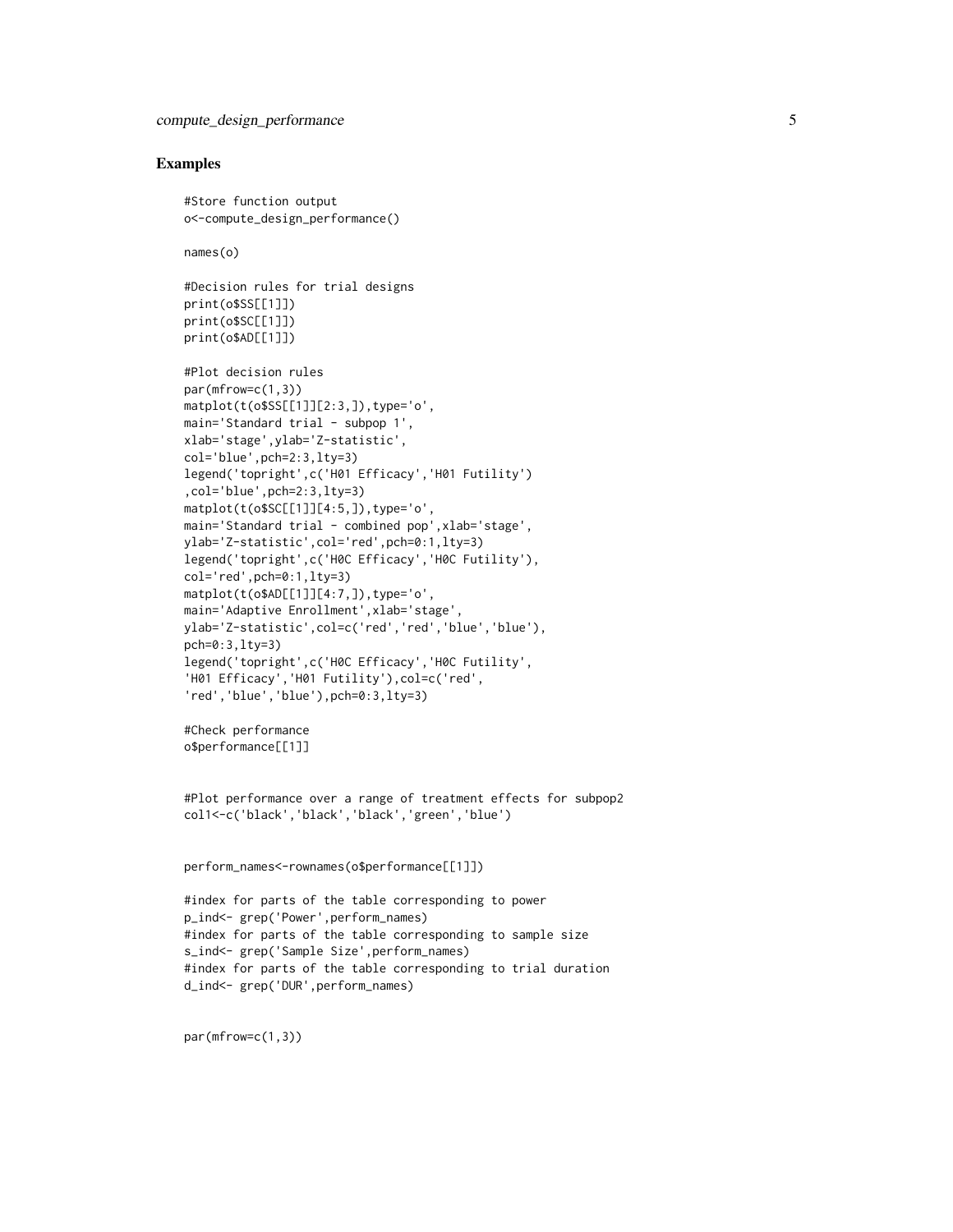## Examples

```
#Store function output
o<-compute_design_performance()

names(o)

#Decision rules for trial designs
print(o$SS[[1]])
print(o$SC[[1]])
print(o$AD[[1]])

#Plot decision rules
par(mfrow=c(1,3))
matplot(t(o$SS[[1]][2:3,]),type='o',
main='Standard trial - subpop 1',
xlab='stage',ylab='Z-statistic',
col='blue',pch=2:3,lty=3)
legend('topright',c('H01 Efficacy','H01 Futility')
,col='blue',pch=2:3,lty=3)
matplot(t(o$SC[[1]][4:5,]),type='o',
main='Standard trial - combined pop',xlab='stage',
ylab='Z-statistic',col='red',pch=0:1,lty=3)
legend('topright',c('H0C Efficacy','H0C Futility'),
col='red',pch=0:1,lty=3)
matplot(t(o$AD[[1]][4:7,]),type='o',
main='Adaptive Enrollment',xlab='stage',
ylab='Z-statistic',col=c('red','red','blue','blue'),
pch=0:3,lty=3)
legend('topright',c('H0C Efficacy','H0C Futility',
'H01 Efficacy','H01 Futility'),col=c('red',
'red','blue','blue'),pch=0:3,lty=3)

#Check performance
o$performance[[1]]


#Plot performance over a range of treatment effects for subpop2
col1<-c('black','black','black','green','blue')


perform_names<-rownames(o$performance[[1]])

#index for parts of the table corresponding to power
p_ind<- grep('Power',perform_names)
#index for parts of the table corresponding to sample size
s_ind<- grep('Sample Size',perform_names)
#index for parts of the table corresponding to trial duration
d_ind<- grep('DUR',perform_names)


par(mfrow=c(1,3))
```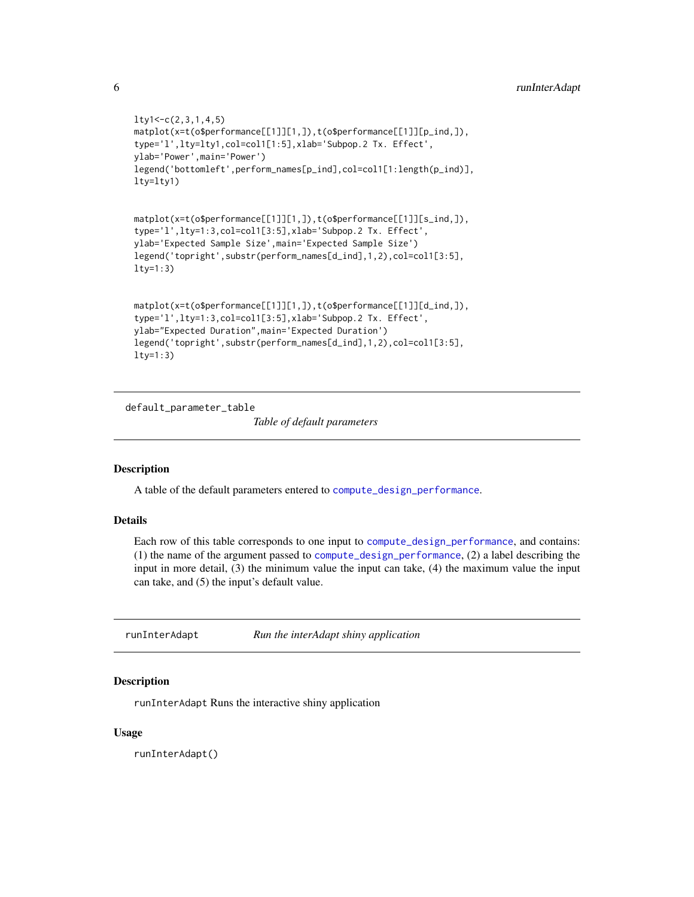```
lty1<-c(2,3,1,4,5)
matplot(x=t(o$performance[[1]][1,]),t(o$performance[[1]][p_ind,]),
type='l',lty=lty1,col=col1[1:5],xlab='Subpop.2 Tx. Effect',
ylab='Power',main='Power')
legend('bottomleft',perform_names[p_ind],col=col1[1:length(p_ind)],
lty=lty1)


matplot(x=t(o$performance[[1]][1,]),t(o$performance[[1]][s_ind,]),
type='l',lty=1:3,col=col1[3:5],xlab='Subpop.2 Tx. Effect',
ylab='Expected Sample Size',main='Expected Sample Size')
legend('topright',substr(perform_names[d_ind],1,2),col=col1[3:5],
lty=1:3)


matplot(x=t(o$performance[[1]][1,]),t(o$performance[[1]][d_ind,]),
type='l',lty=1:3,col=col1[3:5],xlab='Subpop.2 Tx. Effect',
ylab="Expected Duration",main='Expected Duration')
legend('topright',substr(perform_names[d_ind],1,2),col=col1[3:5],
lty=1:3)
```

---

## default_parameter_table — *Table of default parameters*

### Description

A table of the default parameters entered to compute_design_performance.

### Details

Each row of this table corresponds to one input to compute_design_performance, and contains: (1) the name of the argument passed to compute_design_performance, (2) a label describing the input in more detail, (3) the minimum value the input can take, (4) the maximum value the input can take, and (5) the input's default value.

---

## runInterAdapt — *Run the interAdapt shiny application*

### Description

runInterAdapt Runs the interactive shiny application

### Usage

```
runInterAdapt()
```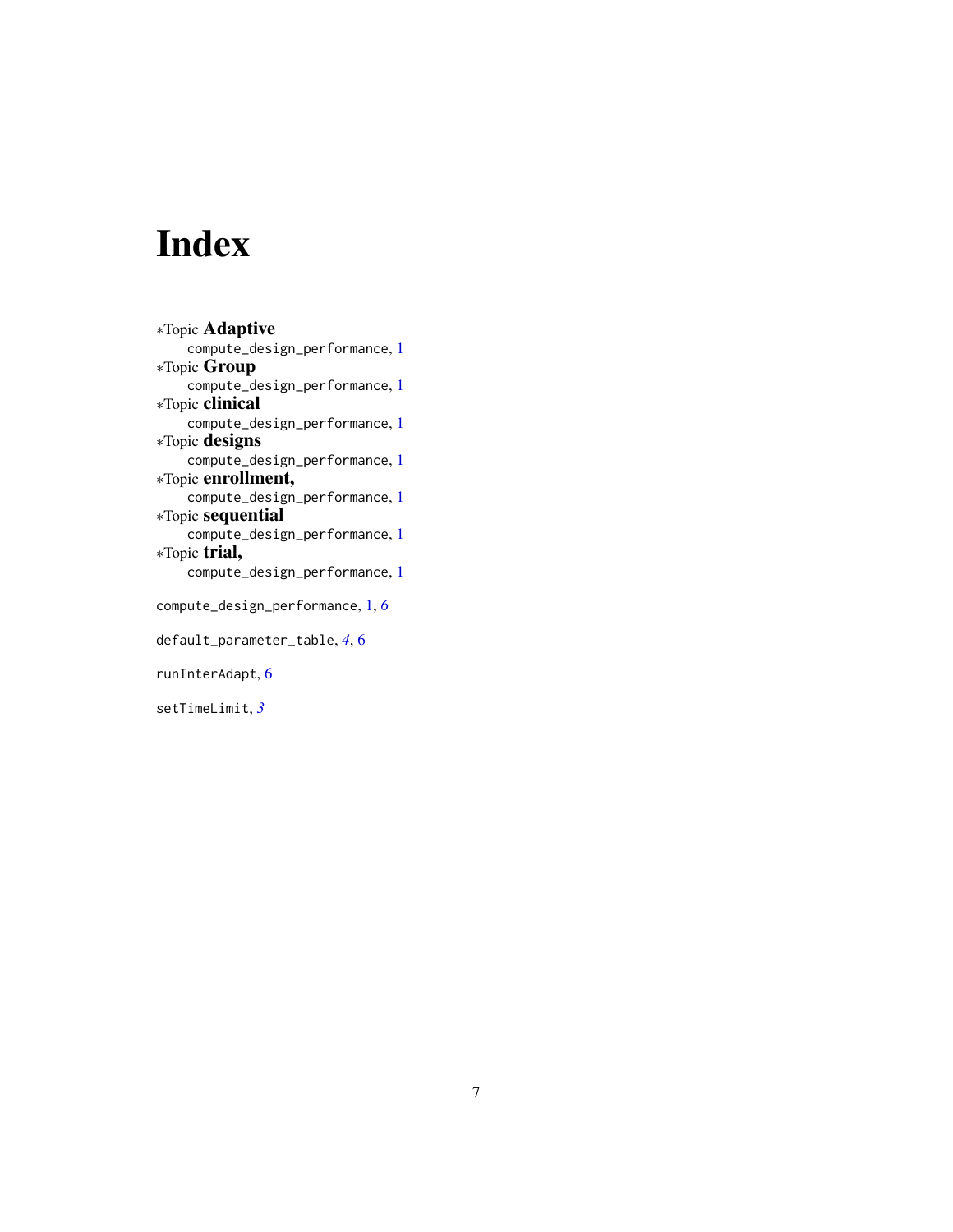# Index

∗Topic **Adaptive**
    compute_design_performance, 1
∗Topic **Group**
    compute_design_performance, 1
∗Topic **clinical**
    compute_design_performance, 1
∗Topic **designs**
    compute_design_performance, 1
∗Topic **enrollment,**
    compute_design_performance, 1
∗Topic **sequential**
    compute_design_performance, 1
∗Topic **trial,**
    compute_design_performance, 1

compute_design_performance, 1, *6*

default_parameter_table, *4*, 6

runInterAdapt, 6

setTimeLimit, *3*